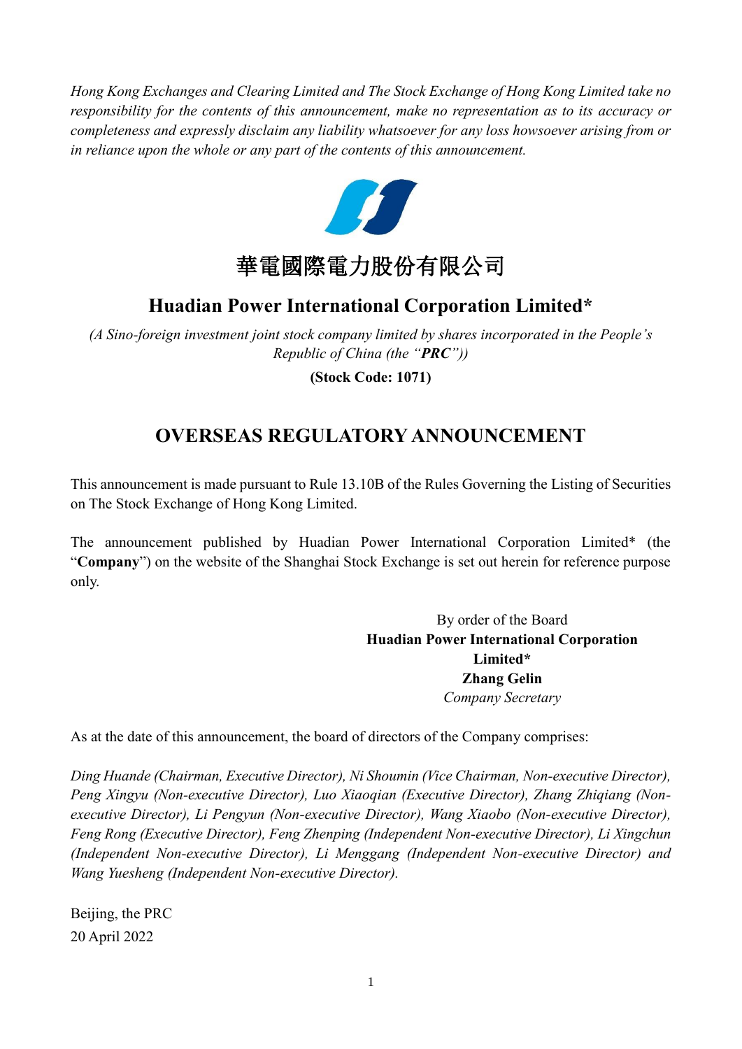*Hong Kong Exchanges and Clearing Limited and The Stock Exchange of Hong Kong Limited take no responsibility for the contents of this announcement, make no representation as to its accuracy or completeness and expressly disclaim any liability whatsoever for any loss howsoever arising from or in reliance upon the whole or any part of the contents of this announcement.*

# 華電國際電力股份有限公司

## Huadian Power International Corporation Limited*

*(A Sino-foreign investment joint stock company limited by shares incorporated in the People's Republic of China (the "**PRC**"))*

**(Stock Code: 1071)**

## OVERSEAS REGULATORY ANNOUNCEMENT

This announcement is made pursuant to Rule 13.10B of the Rules Governing the Listing of Securities on The Stock Exchange of Hong Kong Limited.

The announcement published by Huadian Power International Corporation Limited* (the "**Company**") on the website of the Shanghai Stock Exchange is set out herein for reference purpose only.

By order of the Board
**Huadian Power International Corporation Limited***
**Zhang Gelin**
*Company Secretary*

As at the date of this announcement, the board of directors of the Company comprises:

*Ding Huande (Chairman, Executive Director), Ni Shoumin (Vice Chairman, Non-executive Director), Peng Xingyu (Non-executive Director), Luo Xiaoqian (Executive Director), Zhang Zhiqiang (Non-executive Director), Li Pengyun (Non-executive Director), Wang Xiaobo (Non-executive Director), Feng Rong (Executive Director), Feng Zhenping (Independent Non-executive Director), Li Xingchun (Independent Non-executive Director), Li Menggang (Independent Non-executive Director) and Wang Yuesheng (Independent Non-executive Director).*

Beijing, the PRC
20 April 2022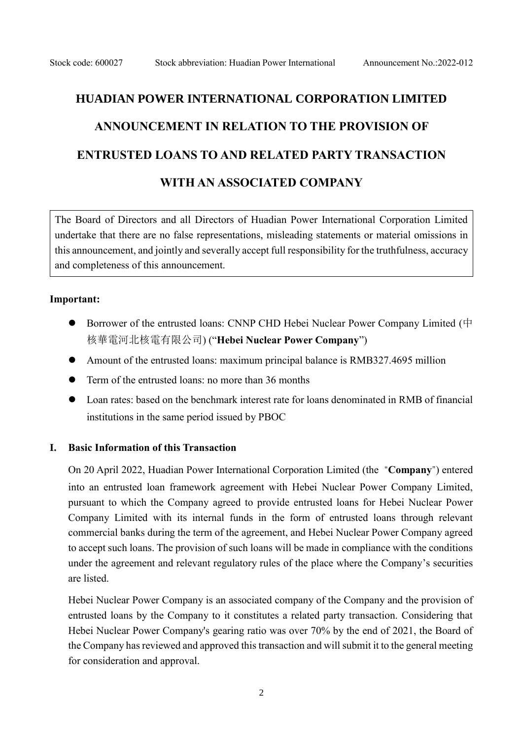Stock code: 600027 Stock abbreviation: Huadian Power International Announcement No.:2022-012

# HUADIAN POWER INTERNATIONAL CORPORATION LIMITED

# ANNOUNCEMENT IN RELATION TO THE PROVISION OF ENTRUSTED LOANS TO AND RELATED PARTY TRANSACTION WITH AN ASSOCIATED COMPANY

The Board of Directors and all Directors of Huadian Power International Corporation Limited undertake that there are no false representations, misleading statements or material omissions in this announcement, and jointly and severally accept full responsibility for the truthfulness, accuracy and completeness of this announcement.

**Important:**

- Borrower of the entrusted loans: CNNP CHD Hebei Nuclear Power Company Limited (中核華電河北核電有限公司) ("**Hebei Nuclear Power Company**")
- Amount of the entrusted loans: maximum principal balance is RMB327.4695 million
- Term of the entrusted loans: no more than 36 months
- Loan rates: based on the benchmark interest rate for loans denominated in RMB of financial institutions in the same period issued by PBOC

## I. Basic Information of this Transaction

On 20 April 2022, Huadian Power International Corporation Limited (the "**Company**") entered into an entrusted loan framework agreement with Hebei Nuclear Power Company Limited, pursuant to which the Company agreed to provide entrusted loans for Hebei Nuclear Power Company Limited with its internal funds in the form of entrusted loans through relevant commercial banks during the term of the agreement, and Hebei Nuclear Power Company agreed to accept such loans. The provision of such loans will be made in compliance with the conditions under the agreement and relevant regulatory rules of the place where the Company's securities are listed.

Hebei Nuclear Power Company is an associated company of the Company and the provision of entrusted loans by the Company to it constitutes a related party transaction. Considering that Hebei Nuclear Power Company's gearing ratio was over 70% by the end of 2021, the Board of the Company has reviewed and approved this transaction and will submit it to the general meeting for consideration and approval.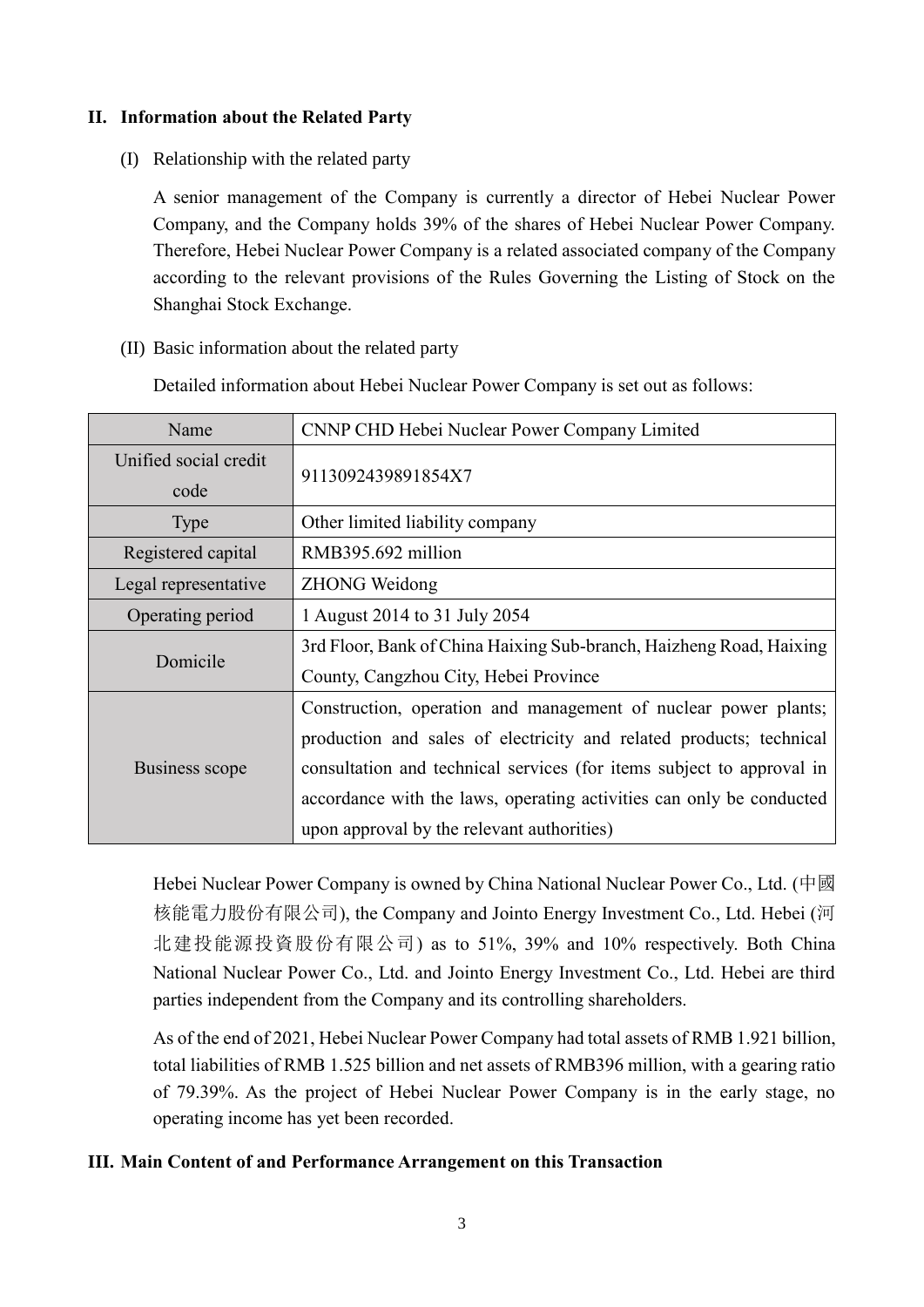## II. Information about the Related Party

(I) Relationship with the related party

A senior management of the Company is currently a director of Hebei Nuclear Power Company, and the Company holds 39% of the shares of Hebei Nuclear Power Company. Therefore, Hebei Nuclear Power Company is a related associated company of the Company according to the relevant provisions of the Rules Governing the Listing of Stock on the Shanghai Stock Exchange.

(II) Basic information about the related party

Detailed information about Hebei Nuclear Power Company is set out as follows:

| Name | CNNP CHD Hebei Nuclear Power Company Limited |
|---|---|
| Unified social credit code | 9113092439891854X7 |
| Type | Other limited liability company |
| Registered capital | RMB395.692 million |
| Legal representative | ZHONG Weidong |
| Operating period | 1 August 2014 to 31 July 2054 |
| Domicile | 3rd Floor, Bank of China Haixing Sub-branch, Haizheng Road, Haixing County, Cangzhou City, Hebei Province |
| Business scope | Construction, operation and management of nuclear power plants; production and sales of electricity and related products; technical consultation and technical services (for items subject to approval in accordance with the laws, operating activities can only be conducted upon approval by the relevant authorities) |

Hebei Nuclear Power Company is owned by China National Nuclear Power Co., Ltd. (中國核能電力股份有限公司), the Company and Jointo Energy Investment Co., Ltd. Hebei (河北建投能源投資股份有限公司) as to 51%, 39% and 10% respectively. Both China National Nuclear Power Co., Ltd. and Jointo Energy Investment Co., Ltd. Hebei are third parties independent from the Company and its controlling shareholders.

As of the end of 2021, Hebei Nuclear Power Company had total assets of RMB 1.921 billion, total liabilities of RMB 1.525 billion and net assets of RMB396 million, with a gearing ratio of 79.39%. As the project of Hebei Nuclear Power Company is in the early stage, no operating income has yet been recorded.

## III. Main Content of and Performance Arrangement on this Transaction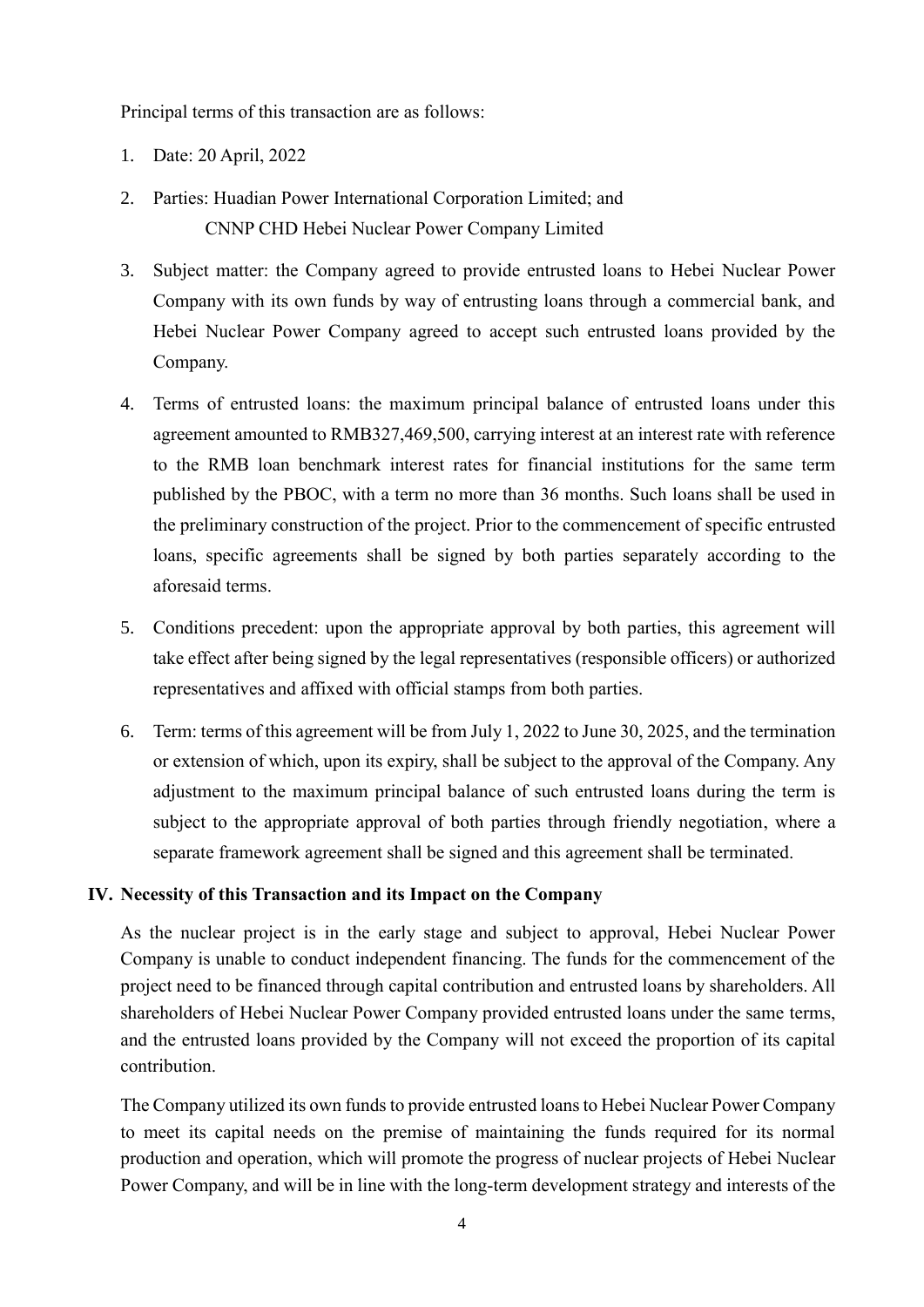Principal terms of this transaction are as follows:

1. Date: 20 April, 2022
2. Parties: Huadian Power International Corporation Limited; and
   CNNP CHD Hebei Nuclear Power Company Limited
3. Subject matter: the Company agreed to provide entrusted loans to Hebei Nuclear Power Company with its own funds by way of entrusting loans through a commercial bank, and Hebei Nuclear Power Company agreed to accept such entrusted loans provided by the Company.
4. Terms of entrusted loans: the maximum principal balance of entrusted loans under this agreement amounted to RMB327,469,500, carrying interest at an interest rate with reference to the RMB loan benchmark interest rates for financial institutions for the same term published by the PBOC, with a term no more than 36 months. Such loans shall be used in the preliminary construction of the project. Prior to the commencement of specific entrusted loans, specific agreements shall be signed by both parties separately according to the aforesaid terms.
5. Conditions precedent: upon the appropriate approval by both parties, this agreement will take effect after being signed by the legal representatives (responsible officers) or authorized representatives and affixed with official stamps from both parties.
6. Term: terms of this agreement will be from July 1, 2022 to June 30, 2025, and the termination or extension of which, upon its expiry, shall be subject to the approval of the Company. Any adjustment to the maximum principal balance of such entrusted loans during the term is subject to the appropriate approval of both parties through friendly negotiation, where a separate framework agreement shall be signed and this agreement shall be terminated.

## IV. Necessity of this Transaction and its Impact on the Company

As the nuclear project is in the early stage and subject to approval, Hebei Nuclear Power Company is unable to conduct independent financing. The funds for the commencement of the project need to be financed through capital contribution and entrusted loans by shareholders. All shareholders of Hebei Nuclear Power Company provided entrusted loans under the same terms, and the entrusted loans provided by the Company will not exceed the proportion of its capital contribution.

The Company utilized its own funds to provide entrusted loans to Hebei Nuclear Power Company to meet its capital needs on the premise of maintaining the funds required for its normal production and operation, which will promote the progress of nuclear projects of Hebei Nuclear Power Company, and will be in line with the long-term development strategy and interests of the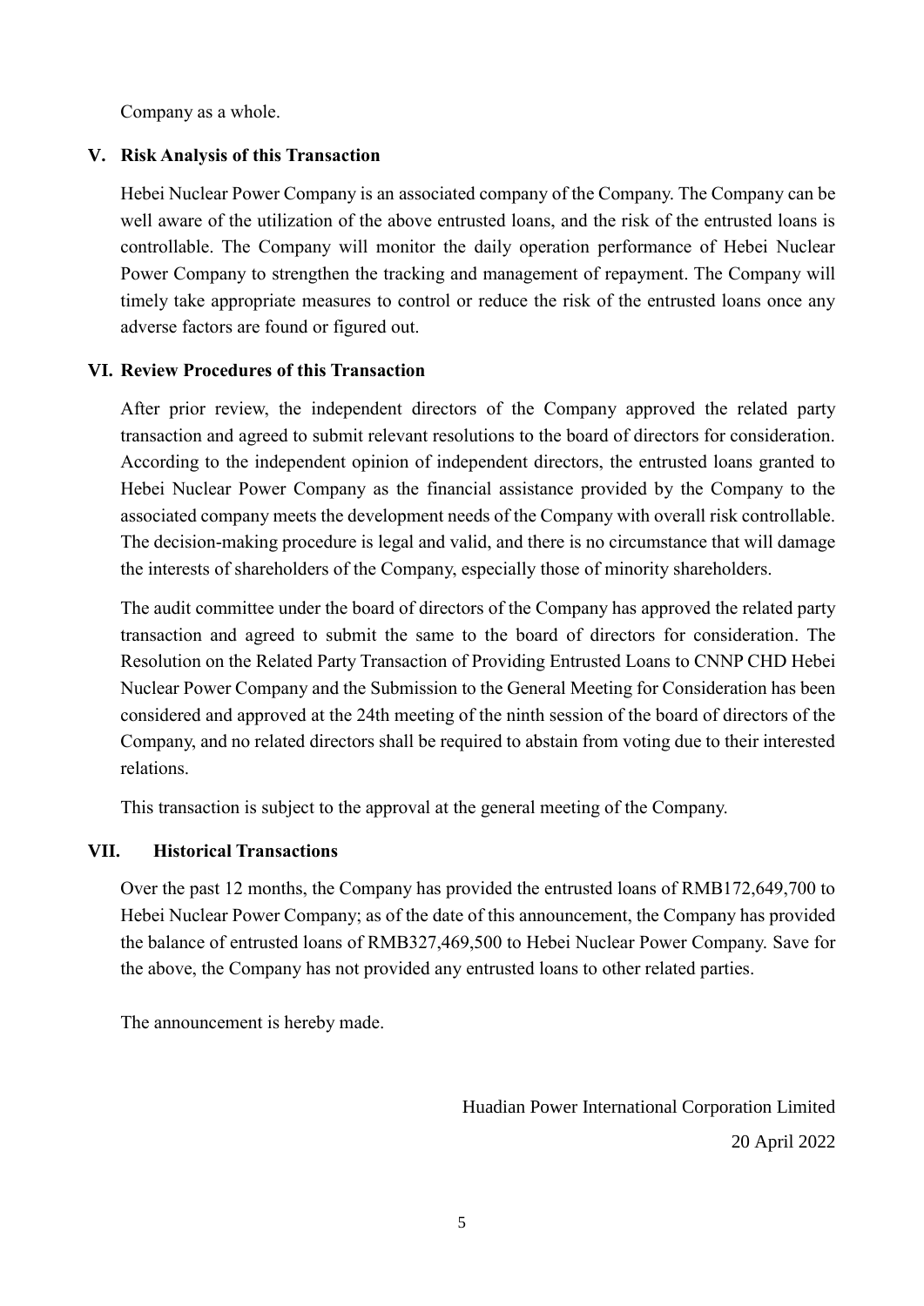Company as a whole.

## V. Risk Analysis of this Transaction

Hebei Nuclear Power Company is an associated company of the Company. The Company can be well aware of the utilization of the above entrusted loans, and the risk of the entrusted loans is controllable. The Company will monitor the daily operation performance of Hebei Nuclear Power Company to strengthen the tracking and management of repayment. The Company will timely take appropriate measures to control or reduce the risk of the entrusted loans once any adverse factors are found or figured out.

## VI. Review Procedures of this Transaction

After prior review, the independent directors of the Company approved the related party transaction and agreed to submit relevant resolutions to the board of directors for consideration. According to the independent opinion of independent directors, the entrusted loans granted to Hebei Nuclear Power Company as the financial assistance provided by the Company to the associated company meets the development needs of the Company with overall risk controllable. The decision-making procedure is legal and valid, and there is no circumstance that will damage the interests of shareholders of the Company, especially those of minority shareholders.

The audit committee under the board of directors of the Company has approved the related party transaction and agreed to submit the same to the board of directors for consideration. The Resolution on the Related Party Transaction of Providing Entrusted Loans to CNNP CHD Hebei Nuclear Power Company and the Submission to the General Meeting for Consideration has been considered and approved at the 24th meeting of the ninth session of the board of directors of the Company, and no related directors shall be required to abstain from voting due to their interested relations.

This transaction is subject to the approval at the general meeting of the Company.

## VII. Historical Transactions

Over the past 12 months, the Company has provided the entrusted loans of RMB172,649,700 to Hebei Nuclear Power Company; as of the date of this announcement, the Company has provided the balance of entrusted loans of RMB327,469,500 to Hebei Nuclear Power Company. Save for the above, the Company has not provided any entrusted loans to other related parties.

The announcement is hereby made.

Huadian Power International Corporation Limited

20 April 2022